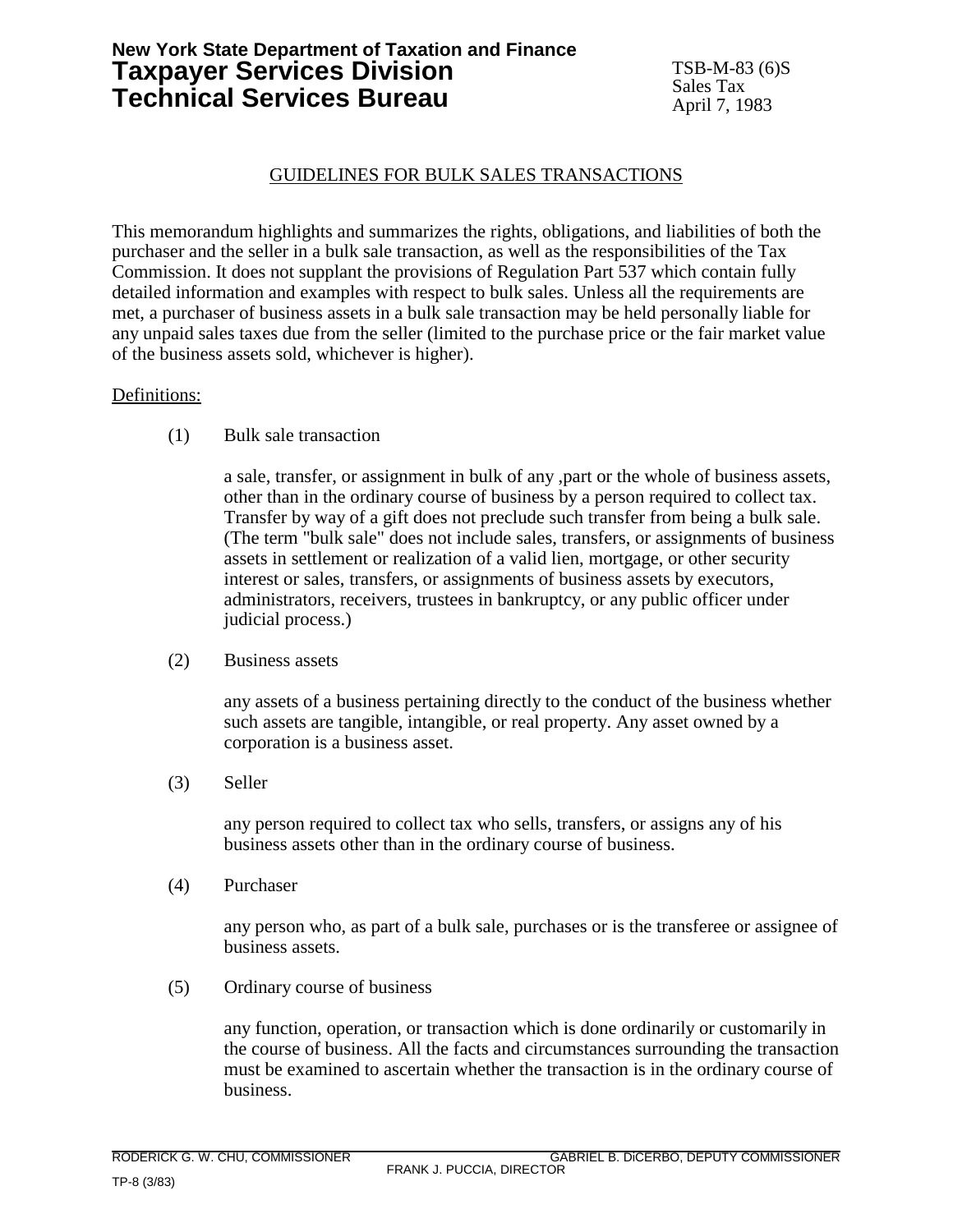**New York State Department of Taxation and Finance**
# Taxpayer Services Division
# Technical Services Bureau

TSB-M-83 (6)S
Sales Tax
April 7, 1983

## GUIDELINES FOR BULK SALES TRANSACTIONS

This memorandum highlights and summarizes the rights, obligations, and liabilities of both the purchaser and the seller in a bulk sale transaction, as well as the responsibilities of the Tax Commission. It does not supplant the provisions of Regulation Part 537 which contain fully detailed information and examples with respect to bulk sales. Unless all the requirements are met, a purchaser of business assets in a bulk sale transaction may be held personally liable for any unpaid sales taxes due from the seller (limited to the purchase price or the fair market value of the business assets sold, whichever is higher).

Definitions:

(1) Bulk sale transaction

a sale, transfer, or assignment in bulk of any ,part or the whole of business assets, other than in the ordinary course of business by a person required to collect tax. Transfer by way of a gift does not preclude such transfer from being a bulk sale. (The term "bulk sale" does not include sales, transfers, or assignments of business assets in settlement or realization of a valid lien, mortgage, or other security interest or sales, transfers, or assignments of business assets by executors, administrators, receivers, trustees in bankruptcy, or any public officer under judicial process.)

(2) Business assets

any assets of a business pertaining directly to the conduct of the business whether such assets are tangible, intangible, or real property. Any asset owned by a corporation is a business asset.

(3) Seller

any person required to collect tax who sells, transfers, or assigns any of his business assets other than in the ordinary course of business.

(4) Purchaser

any person who, as part of a bulk sale, purchases or is the transferee or assignee of business assets.

(5) Ordinary course of business

any function, operation, or transaction which is done ordinarily or customarily in the course of business. All the facts and circumstances surrounding the transaction must be examined to ascertain whether the transaction is in the ordinary course of business.

RODERICK G. W. CHU, COMMISSIONER GABRIEL B. DiCERBO, DEPUTY COMMISSIONER
FRANK J. PUCCIA, DIRECTOR

TP-8 (3/83)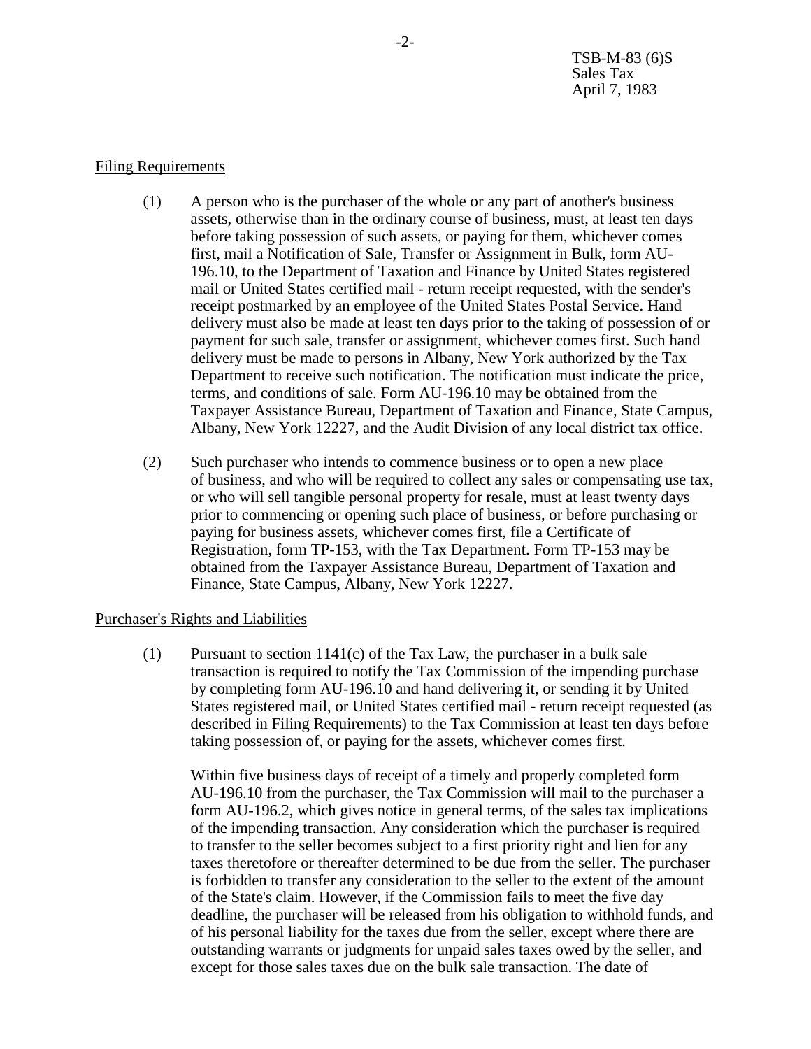Filing Requirements

(1) A person who is the purchaser of the whole or any part of another's business assets, otherwise than in the ordinary course of business, must, at least ten days before taking possession of such assets, or paying for them, whichever comes first, mail a Notification of Sale, Transfer or Assignment in Bulk, form AU-196.10, to the Department of Taxation and Finance by United States registered mail or United States certified mail - return receipt requested, with the sender's receipt postmarked by an employee of the United States Postal Service. Hand delivery must also be made at least ten days prior to the taking of possession of or payment for such sale, transfer or assignment, whichever comes first. Such hand delivery must be made to persons in Albany, New York authorized by the Tax Department to receive such notification. The notification must indicate the price, terms, and conditions of sale. Form AU-196.10 may be obtained from the Taxpayer Assistance Bureau, Department of Taxation and Finance, State Campus, Albany, New York 12227, and the Audit Division of any local district tax office.

(2) Such purchaser who intends to commence business or to open a new place of business, and who will be required to collect any sales or compensating use tax, or who will sell tangible personal property for resale, must at least twenty days prior to commencing or opening such place of business, or before purchasing or paying for business assets, whichever comes first, file a Certificate of Registration, form TP-153, with the Tax Department. Form TP-153 may be obtained from the Taxpayer Assistance Bureau, Department of Taxation and Finance, State Campus, Albany, New York 12227.

Purchaser's Rights and Liabilities

(1) Pursuant to section 1141(c) of the Tax Law, the purchaser in a bulk sale transaction is required to notify the Tax Commission of the impending purchase by completing form AU-196.10 and hand delivering it, or sending it by United States registered mail, or United States certified mail - return receipt requested (as described in Filing Requirements) to the Tax Commission at least ten days before taking possession of, or paying for the assets, whichever comes first.

Within five business days of receipt of a timely and properly completed form AU-196.10 from the purchaser, the Tax Commission will mail to the purchaser a form AU-196.2, which gives notice in general terms, of the sales tax implications of the impending transaction. Any consideration which the purchaser is required to transfer to the seller becomes subject to a first priority right and lien for any taxes theretofore or thereafter determined to be due from the seller. The purchaser is forbidden to transfer any consideration to the seller to the extent of the amount of the State's claim. However, if the Commission fails to meet the five day deadline, the purchaser will be released from his obligation to withhold funds, and of his personal liability for the taxes due from the seller, except where there are outstanding warrants or judgments for unpaid sales taxes owed by the seller, and except for those sales taxes due on the bulk sale transaction. The date of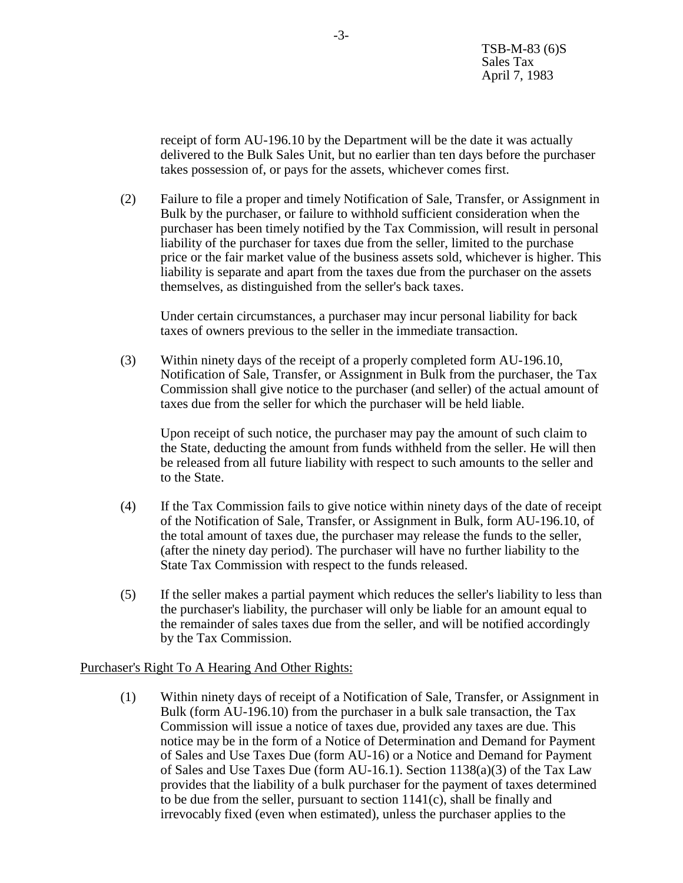receipt of form AU-196.10 by the Department will be the date it was actually delivered to the Bulk Sales Unit, but no earlier than ten days before the purchaser takes possession of, or pays for the assets, whichever comes first.

(2) Failure to file a proper and timely Notification of Sale, Transfer, or Assignment in Bulk by the purchaser, or failure to withhold sufficient consideration when the purchaser has been timely notified by the Tax Commission, will result in personal liability of the purchaser for taxes due from the seller, limited to the purchase price or the fair market value of the business assets sold, whichever is higher. This liability is separate and apart from the taxes due from the purchaser on the assets themselves, as distinguished from the seller's back taxes.

Under certain circumstances, a purchaser may incur personal liability for back taxes of owners previous to the seller in the immediate transaction.

(3) Within ninety days of the receipt of a properly completed form AU-196.10, Notification of Sale, Transfer, or Assignment in Bulk from the purchaser, the Tax Commission shall give notice to the purchaser (and seller) of the actual amount of taxes due from the seller for which the purchaser will be held liable.

Upon receipt of such notice, the purchaser may pay the amount of such claim to the State, deducting the amount from funds withheld from the seller. He will then be released from all future liability with respect to such amounts to the seller and to the State.

(4) If the Tax Commission fails to give notice within ninety days of the date of receipt of the Notification of Sale, Transfer, or Assignment in Bulk, form AU-196.10, of the total amount of taxes due, the purchaser may release the funds to the seller, (after the ninety day period). The purchaser will have no further liability to the State Tax Commission with respect to the funds released.

(5) If the seller makes a partial payment which reduces the seller's liability to less than the purchaser's liability, the purchaser will only be liable for an amount equal to the remainder of sales taxes due from the seller, and will be notified accordingly by the Tax Commission.

Purchaser's Right To A Hearing And Other Rights:

(1) Within ninety days of receipt of a Notification of Sale, Transfer, or Assignment in Bulk (form AU-196.10) from the purchaser in a bulk sale transaction, the Tax Commission will issue a notice of taxes due, provided any taxes are due. This notice may be in the form of a Notice of Determination and Demand for Payment of Sales and Use Taxes Due (form AU-16) or a Notice and Demand for Payment of Sales and Use Taxes Due (form AU-16.1). Section 1138(a)(3) of the Tax Law provides that the liability of a bulk purchaser for the payment of taxes determined to be due from the seller, pursuant to section 1141(c), shall be finally and irrevocably fixed (even when estimated), unless the purchaser applies to the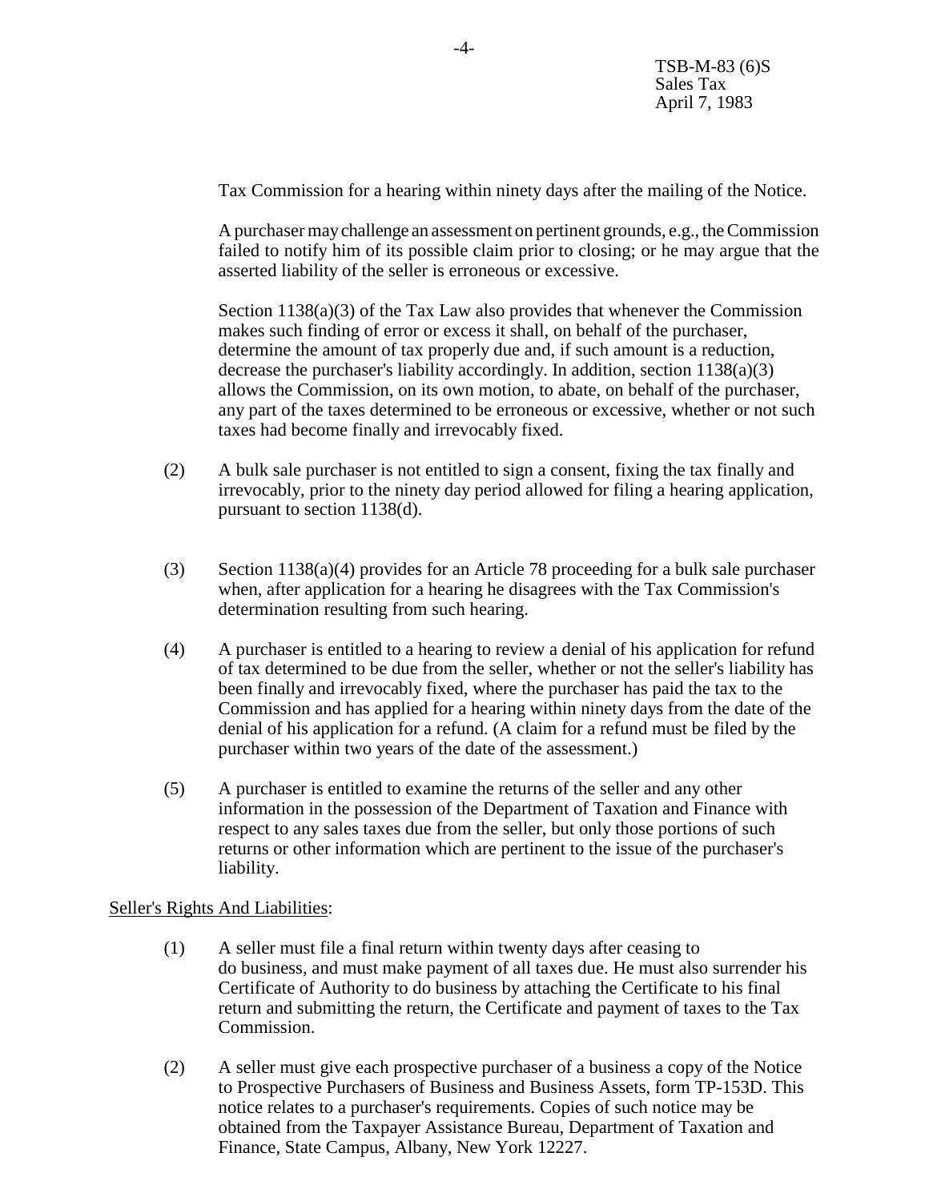Tax Commission for a hearing within ninety days after the mailing of the Notice.

A purchaser may challenge an assessment on pertinent grounds, e.g., the Commission failed to notify him of its possible claim prior to closing; or he may argue that the asserted liability of the seller is erroneous or excessive.

Section 1138(a)(3) of the Tax Law also provides that whenever the Commission makes such finding of error or excess it shall, on behalf of the purchaser, determine the amount of tax properly due and, if such amount is a reduction, decrease the purchaser's liability accordingly. In addition, section 1138(a)(3) allows the Commission, on its own motion, to abate, on behalf of the purchaser, any part of the taxes determined to be erroneous or excessive, whether or not such taxes had become finally and irrevocably fixed.

(2) A bulk sale purchaser is not entitled to sign a consent, fixing the tax finally and irrevocably, prior to the ninety day period allowed for filing a hearing application, pursuant to section 1138(d).

(3) Section 1138(a)(4) provides for an Article 78 proceeding for a bulk sale purchaser when, after application for a hearing he disagrees with the Tax Commission's determination resulting from such hearing.

(4) A purchaser is entitled to a hearing to review a denial of his application for refund of tax determined to be due from the seller, whether or not the seller's liability has been finally and irrevocably fixed, where the purchaser has paid the tax to the Commission and has applied for a hearing within ninety days from the date of the denial of his application for a refund. (A claim for a refund must be filed by the purchaser within two years of the date of the assessment.)

(5) A purchaser is entitled to examine the returns of the seller and any other information in the possession of the Department of Taxation and Finance with respect to any sales taxes due from the seller, but only those portions of such returns or other information which are pertinent to the issue of the purchaser's liability.

Seller's Rights And Liabilities:

(1) A seller must file a final return within twenty days after ceasing to do business, and must make payment of all taxes due. He must also surrender his Certificate of Authority to do business by attaching the Certificate to his final return and submitting the return, the Certificate and payment of taxes to the Tax Commission.

(2) A seller must give each prospective purchaser of a business a copy of the Notice to Prospective Purchasers of Business and Business Assets, form TP-153D. This notice relates to a purchaser's requirements. Copies of such notice may be obtained from the Taxpayer Assistance Bureau, Department of Taxation and Finance, State Campus, Albany, New York 12227.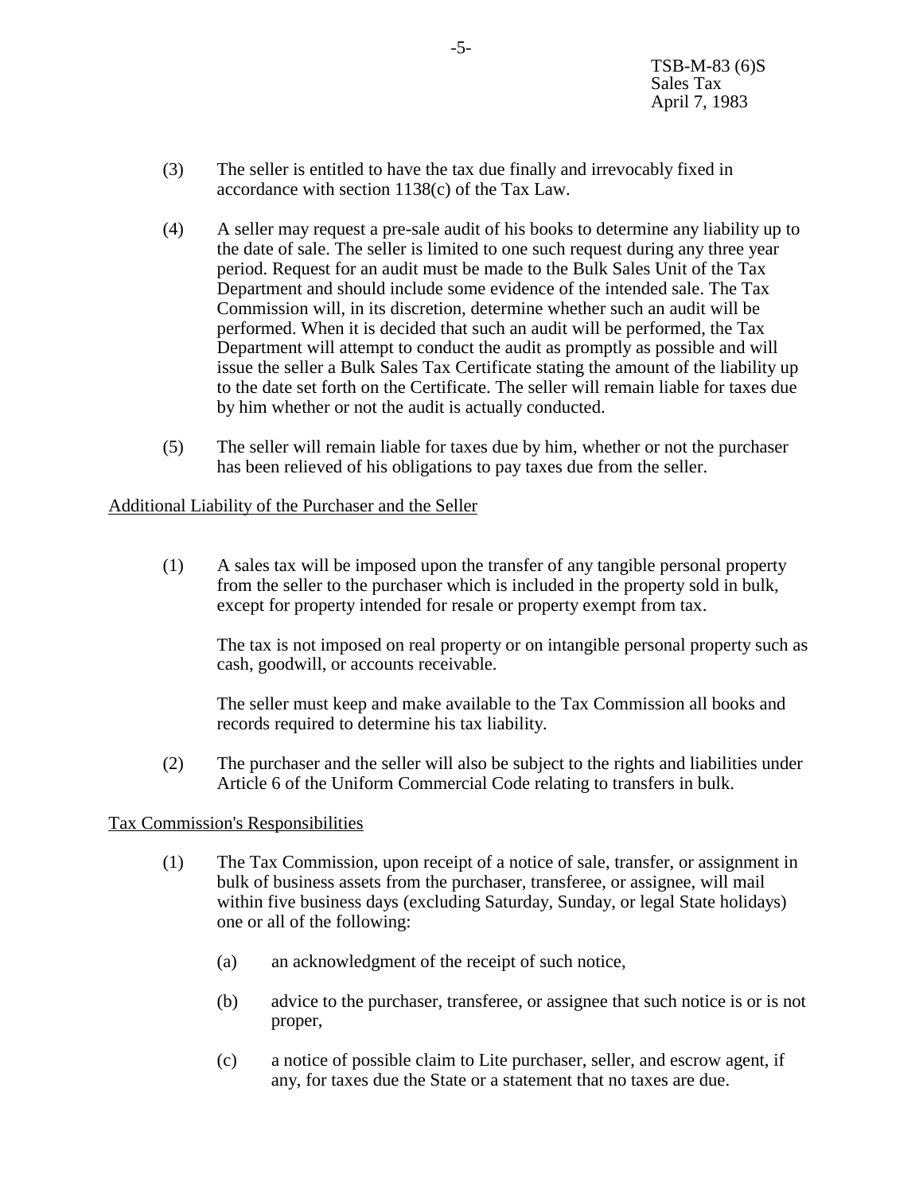(3) The seller is entitled to have the tax due finally and irrevocably fixed in accordance with section 1138(c) of the Tax Law.

(4) A seller may request a pre-sale audit of his books to determine any liability up to the date of sale. The seller is limited to one such request during any three year period. Request for an audit must be made to the Bulk Sales Unit of the Tax Department and should include some evidence of the intended sale. The Tax Commission will, in its discretion, determine whether such an audit will be performed. When it is decided that such an audit will be performed, the Tax Department will attempt to conduct the audit as promptly as possible and will issue the seller a Bulk Sales Tax Certificate stating the amount of the liability up to the date set forth on the Certificate. The seller will remain liable for taxes due by him whether or not the audit is actually conducted.

(5) The seller will remain liable for taxes due by him, whether or not the purchaser has been relieved of his obligations to pay taxes due from the seller.

Additional Liability of the Purchaser and the Seller

(1) A sales tax will be imposed upon the transfer of any tangible personal property from the seller to the purchaser which is included in the property sold in bulk, except for property intended for resale or property exempt from tax.

The tax is not imposed on real property or on intangible personal property such as cash, goodwill, or accounts receivable.

The seller must keep and make available to the Tax Commission all books and records required to determine his tax liability.

(2) The purchaser and the seller will also be subject to the rights and liabilities under Article 6 of the Uniform Commercial Code relating to transfers in bulk.

Tax Commission's Responsibilities

(1) The Tax Commission, upon receipt of a notice of sale, transfer, or assignment in bulk of business assets from the purchaser, transferee, or assignee, will mail within five business days (excluding Saturday, Sunday, or legal State holidays) one or all of the following:

(a) an acknowledgment of the receipt of such notice,

(b) advice to the purchaser, transferee, or assignee that such notice is or is not proper,

(c) a notice of possible claim to Lite purchaser, seller, and escrow agent, if any, for taxes due the State or a statement that no taxes are due.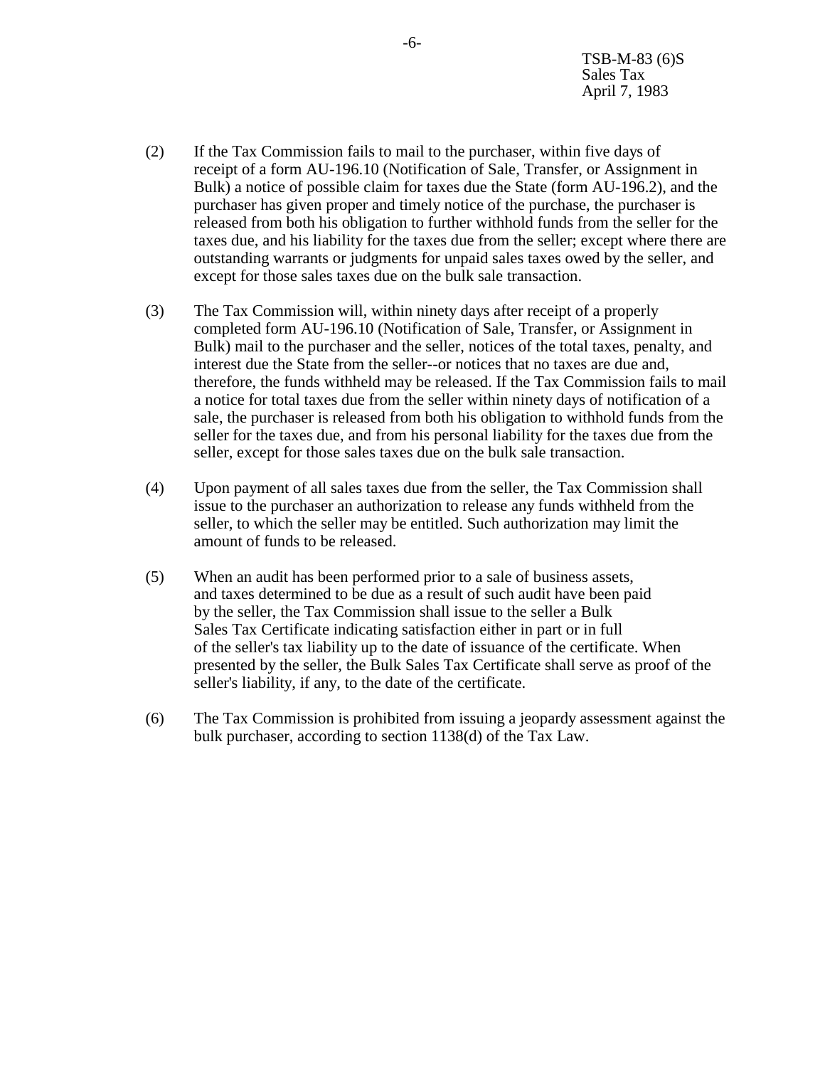(2) If the Tax Commission fails to mail to the purchaser, within five days of receipt of a form AU-196.10 (Notification of Sale, Transfer, or Assignment in Bulk) a notice of possible claim for taxes due the State (form AU-196.2), and the purchaser has given proper and timely notice of the purchase, the purchaser is released from both his obligation to further withhold funds from the seller for the taxes due, and his liability for the taxes due from the seller; except where there are outstanding warrants or judgments for unpaid sales taxes owed by the seller, and except for those sales taxes due on the bulk sale transaction.

(3) The Tax Commission will, within ninety days after receipt of a properly completed form AU-196.10 (Notification of Sale, Transfer, or Assignment in Bulk) mail to the purchaser and the seller, notices of the total taxes, penalty, and interest due the State from the seller--or notices that no taxes are due and, therefore, the funds withheld may be released. If the Tax Commission fails to mail a notice for total taxes due from the seller within ninety days of notification of a sale, the purchaser is released from both his obligation to withhold funds from the seller for the taxes due, and from his personal liability for the taxes due from the seller, except for those sales taxes due on the bulk sale transaction.

(4) Upon payment of all sales taxes due from the seller, the Tax Commission shall issue to the purchaser an authorization to release any funds withheld from the seller, to which the seller may be entitled. Such authorization may limit the amount of funds to be released.

(5) When an audit has been performed prior to a sale of business assets, and taxes determined to be due as a result of such audit have been paid by the seller, the Tax Commission shall issue to the seller a Bulk Sales Tax Certificate indicating satisfaction either in part or in full of the seller's tax liability up to the date of issuance of the certificate. When presented by the seller, the Bulk Sales Tax Certificate shall serve as proof of the seller's liability, if any, to the date of the certificate.

(6) The Tax Commission is prohibited from issuing a jeopardy assessment against the bulk purchaser, according to section 1138(d) of the Tax Law.